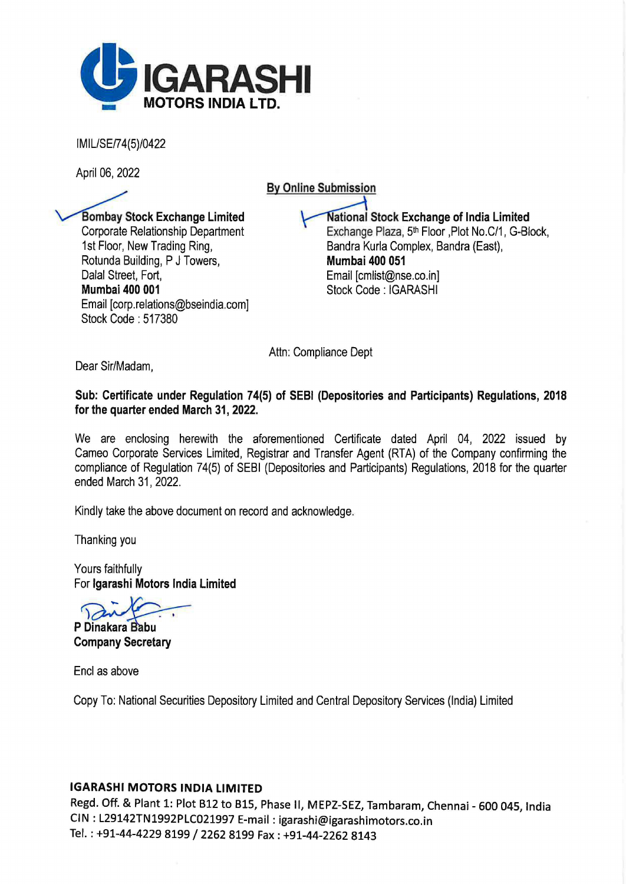# IGARASHI MOTORS INDIA LTD.

IMIL/SE/74(5)/0422

April 06, 2022

**By Online Submission**

**Bombay Stock Exchange Limited**
Corporate Relationship Department
1st Floor, New Trading Ring,
Rotunda Building, P J Towers,
Dalal Street, Fort,
**Mumbai 400 001**
Email [corp.relations@bseindia.com]
Stock Code : 517380

**National Stock Exchange of India Limited**
Exchange Plaza, 5th Floor ,Plot No.C/1, G-Block,
Bandra Kurla Complex, Bandra (East),
**Mumbai 400 051**
Email [cmlist@nse.co.in]
Stock Code : IGARASHI

Attn: Compliance Dept

Dear Sir/Madam,

**Sub: Certificate under Regulation 74(5) of SEBI (Depositories and Participants) Regulations, 2018 for the quarter ended March 31, 2022.**

We are enclosing herewith the aforementioned Certificate dated April 04, 2022 issued by Cameo Corporate Services Limited, Registrar and Transfer Agent (RTA) of the Company confirming the compliance of Regulation 74(5) of SEBI (Depositories and Participants) Regulations, 2018 for the quarter ended March 31, 2022.

Kindly take the above document on record and acknowledge.

Thanking you

Yours faithfully
For **Igarashi Motors India Limited**

**P Dinakara Babu**
**Company Secretary**

Encl as above

Copy To: National Securities Depository Limited and Central Depository Services (India) Limited

**IGARASHI MOTORS INDIA LIMITED**
Regd. Off. & Plant 1: Plot B12 to B15, Phase II, MEPZ-SEZ, Tambaram, Chennai - 600 045, India
CIN : L29142TN1992PLC021997 E-mail : igarashi@igarashimotors.co.in
Tel. : +91-44-4229 8199 / 2262 8199 Fax : +91-44-2262 8143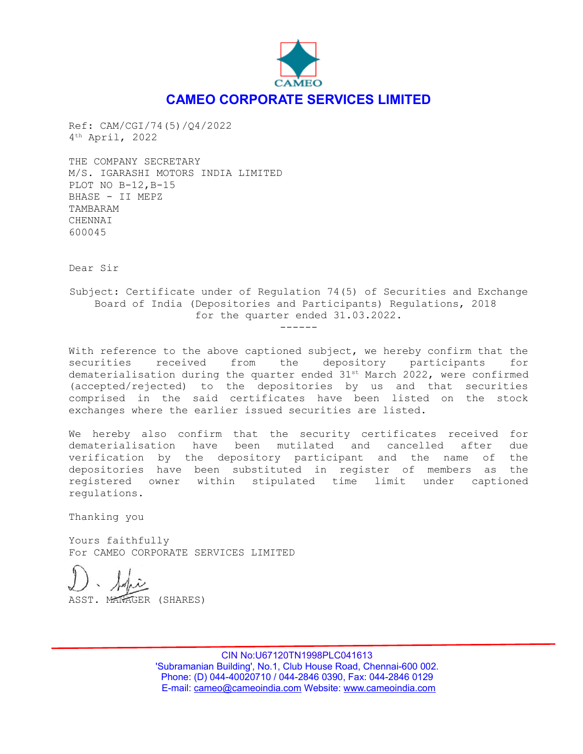CAMEO

# CAMEO CORPORATE SERVICES LIMITED

Ref: CAM/CGI/74(5)/Q4/2022
4th April, 2022

THE COMPANY SECRETARY
M/S. IGARASHI MOTORS INDIA LIMITED
PLOT NO B-12,B-15
BHASE - II MEPZ
TAMBARAM
CHENNAI
600045

Dear Sir

Subject: Certificate under of Regulation 74(5) of Securities and Exchange Board of India (Depositories and Participants) Regulations, 2018 for the quarter ended 31.03.2022.

------

With reference to the above captioned subject, we hereby confirm that the securities received from the depository participants for dematerialisation during the quarter ended 31st March 2022, were confirmed (accepted/rejected) to the depositories by us and that securities comprised in the said certificates have been listed on the stock exchanges where the earlier issued securities are listed.

We hereby also confirm that the security certificates received for dematerialisation have been mutilated and cancelled after due verification by the depository participant and the name of the depositories have been substituted in register of members as the registered owner within stipulated time limit under captioned regulations.

Thanking you

Yours faithfully
For CAMEO CORPORATE SERVICES LIMITED

ASST. MANAGER (SHARES)

CIN No:U67120TN1998PLC041613
'Subramanian Building', No.1, Club House Road, Chennai-600 002.
Phone: (D) 044-40020710 / 044-2846 0390, Fax: 044-2846 0129
E-mail: cameo@cameoindia.com Website: www.cameoindia.com